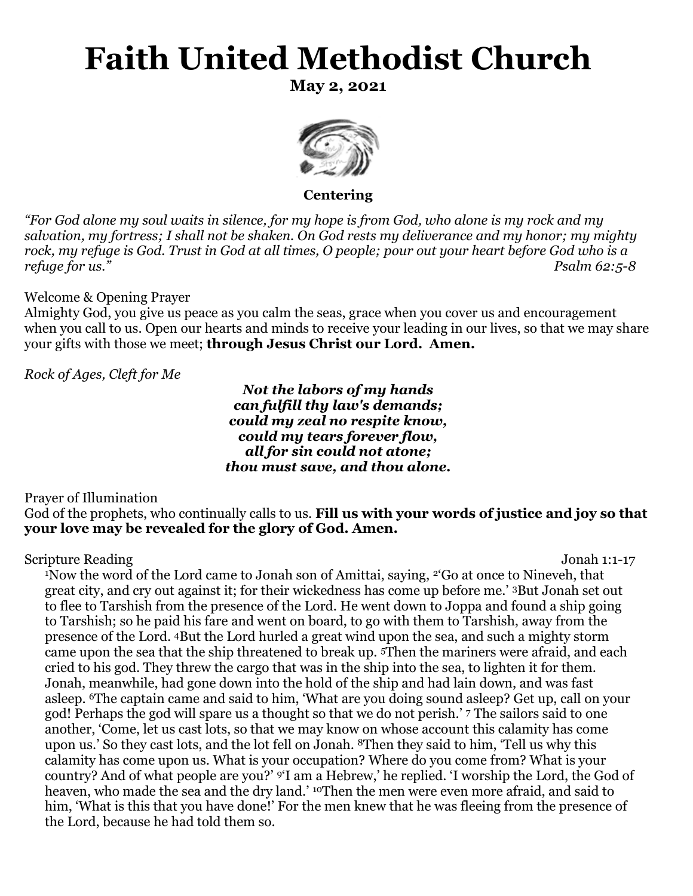# Faith United Methodist Church

**May 2, 2021**

**Centering**

*"For God alone my soul waits in silence, for my hope is from God, who alone is my rock and my salvation, my fortress; I shall not be shaken. On God rests my deliverance and my honor; my mighty rock, my refuge is God. Trust in God at all times, O people; pour out your heart before God who is a refuge for us."* *Psalm 62:5-8*

Welcome & Opening Prayer

Almighty God, you give us peace as you calm the seas, grace when you cover us and encouragement when you call to us. Open our hearts and minds to receive your leading in our lives, so that we may share your gifts with those we meet; **through Jesus Christ our Lord. Amen.**

*Rock of Ages, Cleft for Me*

***Not the labors of my hands***
***can fulfill thy law's demands;***
***could my zeal no respite know,***
***could my tears forever flow,***
***all for sin could not atone;***
***thou must save, and thou alone.***

Prayer of Illumination

God of the prophets, who continually calls to us. **Fill us with your words of justice and joy so that your love may be revealed for the glory of God. Amen.**

Scripture Reading Jonah 1:1-17

[1]Now the word of the Lord came to Jonah son of Amittai, saying, [2]'Go at once to Nineveh, that great city, and cry out against it; for their wickedness has come up before me.' [3]But Jonah set out to flee to Tarshish from the presence of the Lord. He went down to Joppa and found a ship going to Tarshish; so he paid his fare and went on board, to go with them to Tarshish, away from the presence of the Lord. [4]But the Lord hurled a great wind upon the sea, and such a mighty storm came upon the sea that the ship threatened to break up. [5]Then the mariners were afraid, and each cried to his god. They threw the cargo that was in the ship into the sea, to lighten it for them. Jonah, meanwhile, had gone down into the hold of the ship and had lain down, and was fast asleep. [6]The captain came and said to him, 'What are you doing sound asleep? Get up, call on your god! Perhaps the god will spare us a thought so that we do not perish.' [7] The sailors said to one another, 'Come, let us cast lots, so that we may know on whose account this calamity has come upon us.' So they cast lots, and the lot fell on Jonah. [8]Then they said to him, 'Tell us why this calamity has come upon us. What is your occupation? Where do you come from? What is your country? And of what people are you?' [9]'I am a Hebrew,' he replied. 'I worship the Lord, the God of heaven, who made the sea and the dry land.' [10]Then the men were even more afraid, and said to him, 'What is this that you have done!' For the men knew that he was fleeing from the presence of the Lord, because he had told them so.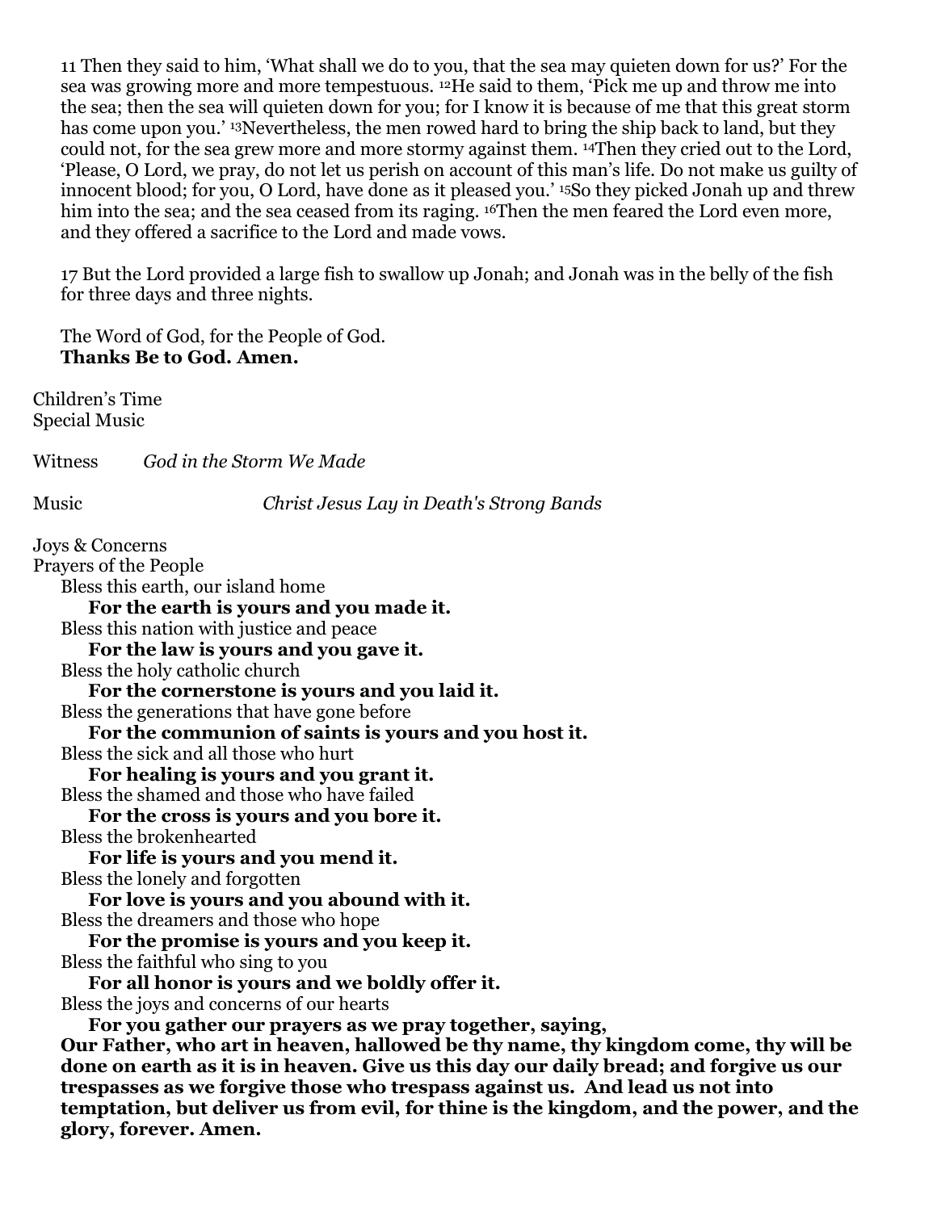11 Then they said to him, 'What shall we do to you, that the sea may quieten down for us?' For the sea was growing more and more tempestuous. [12]He said to them, 'Pick me up and throw me into the sea; then the sea will quieten down for you; for I know it is because of me that this great storm has come upon you.' [13]Nevertheless, the men rowed hard to bring the ship back to land, but they could not, for the sea grew more and more stormy against them. [14]Then they cried out to the Lord, 'Please, O Lord, we pray, do not let us perish on account of this man's life. Do not make us guilty of innocent blood; for you, O Lord, have done as it pleased you.' [15]So they picked Jonah up and threw him into the sea; and the sea ceased from its raging. [16]Then the men feared the Lord even more, and they offered a sacrifice to the Lord and made vows.

17 But the Lord provided a large fish to swallow up Jonah; and Jonah was in the belly of the fish for three days and three nights.

The Word of God, for the People of God.
**Thanks Be to God. Amen.**

Children's Time
Special Music

Witness *God in the Storm We Made*

Music *Christ Jesus Lay in Death's Strong Bands*

Joys & Concerns
Prayers of the People

Bless this earth, our island home
**For the earth is yours and you made it.**
Bless this nation with justice and peace
**For the law is yours and you gave it.**
Bless the holy catholic church
**For the cornerstone is yours and you laid it.**
Bless the generations that have gone before
**For the communion of saints is yours and you host it.**
Bless the sick and all those who hurt
**For healing is yours and you grant it.**
Bless the shamed and those who have failed
**For the cross is yours and you bore it.**
Bless the brokenhearted
**For life is yours and you mend it.**
Bless the lonely and forgotten
**For love is yours and you abound with it.**
Bless the dreamers and those who hope
**For the promise is yours and you keep it.**
Bless the faithful who sing to you
**For all honor is yours and we boldly offer it.**
Bless the joys and concerns of our hearts
**For you gather our prayers as we pray together, saying,**
**Our Father, who art in heaven, hallowed be thy name, thy kingdom come, thy will be done on earth as it is in heaven. Give us this day our daily bread; and forgive us our trespasses as we forgive those who trespass against us. And lead us not into temptation, but deliver us from evil, for thine is the kingdom, and the power, and the glory, forever. Amen.**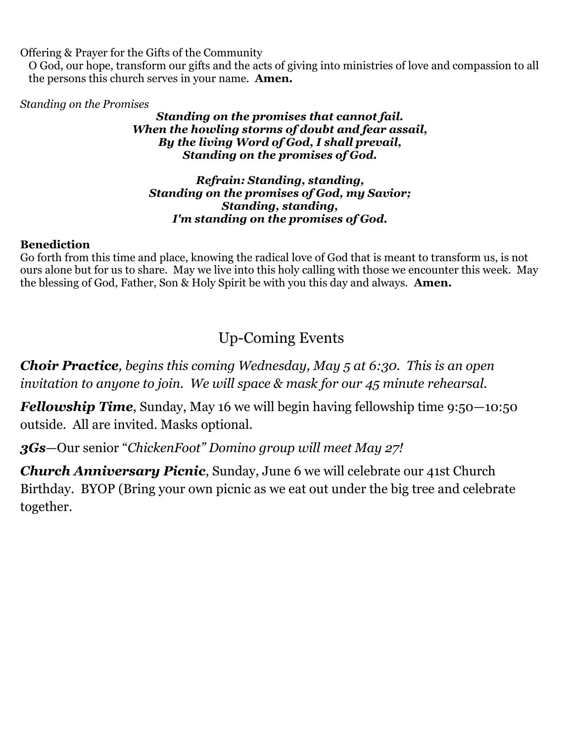Offering & Prayer for the Gifts of the Community

O God, our hope, transform our gifts and the acts of giving into ministries of love and compassion to all the persons this church serves in your name. **Amen.**

*Standing on the Promises*

***Standing on the promises that cannot fail.***
***When the howling storms of doubt and fear assail,***
***By the living Word of God, I shall prevail,***
***Standing on the promises of God.***

***Refrain: Standing, standing,***
***Standing on the promises of God, my Savior;***
***Standing, standing,***
***I'm standing on the promises of God.***

**Benediction**

Go forth from this time and place, knowing the radical love of God that is meant to transform us, is not ours alone but for us to share. May we live into this holy calling with those we encounter this week. May the blessing of God, Father, Son & Holy Spirit be with you this day and always. **Amen.**

## Up-Coming Events

***Choir Practice****, begins this coming Wednesday, May 5 at 6:30. This is an open invitation to anyone to join. We will space & mask for our 45 minute rehearsal.*

***Fellowship Time***, Sunday, May 16 we will begin having fellowship time 9:50—10:50 outside. All are invited. Masks optional.

***3Gs***—Our senior "*ChickenFoot" Domino group will meet May 27!*

***Church Anniversary Picnic***, Sunday, June 6 we will celebrate our 41st Church Birthday. BYOP (Bring your own picnic as we eat out under the big tree and celebrate together.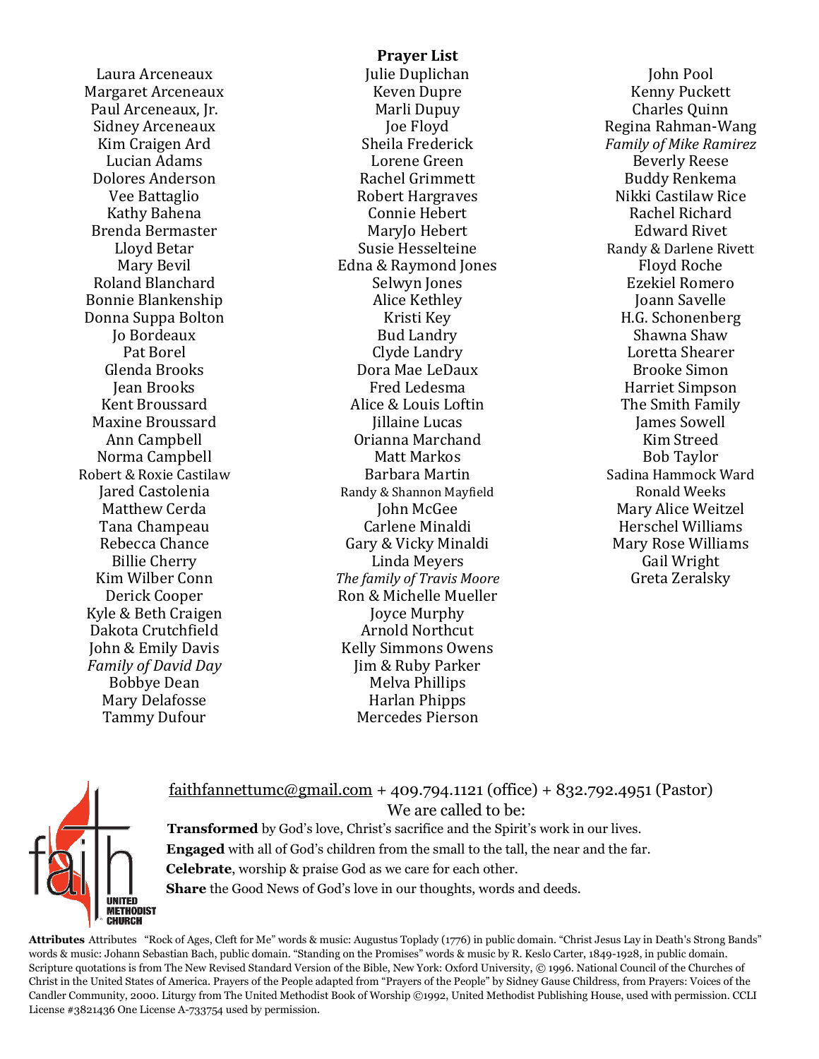**Prayer List**

Laura Arceneaux
Margaret Arceneaux
Paul Arceneaux, Jr.
Sidney Arceneaux
Kim Craigen Ard
Lucian Adams
Dolores Anderson
Vee Battaglio
Kathy Bahena
Brenda Bermaster
Lloyd Betar
Mary Bevil
Roland Blanchard
Bonnie Blankenship
Donna Suppa Bolton
Jo Bordeaux
Pat Borel
Glenda Brooks
Jean Brooks
Kent Broussard
Maxine Broussard
Ann Campbell
Norma Campbell
Robert & Roxie Castilaw
Jared Castolenia
Matthew Cerda
Tana Champeau
Rebecca Chance
Billie Cherry
Kim Wilber Conn
Derick Cooper
Kyle & Beth Craigen
Dakota Crutchfield
John & Emily Davis
*Family of David Day*
Bobbye Dean
Mary Delafosse
Tammy Dufour
Julie Duplichan
Keven Dupre
Marli Dupuy
Joe Floyd
Sheila Frederick
Lorene Green
Rachel Grimmett
Robert Hargraves
Connie Hebert
MaryJo Hebert
Susie Hesselteine
Edna & Raymond Jones
Selwyn Jones
Alice Kethley
Kristi Key
Bud Landry
Clyde Landry
Dora Mae LeDaux
Fred Ledesma
Alice & Louis Loftin
Jillaine Lucas
Orianna Marchand
Matt Markos
Barbara Martin
Randy & Shannon Mayfield
John McGee
Carlene Minaldi
Gary & Vicky Minaldi
Linda Meyers
*The family of Travis Moore*
Ron & Michelle Mueller
Joyce Murphy
Arnold Northcut
Kelly Simmons Owens
Jim & Ruby Parker
Melva Phillips
Harlan Phipps
Mercedes Pierson
John Pool
Kenny Puckett
Charles Quinn
Regina Rahman-Wang
*Family of Mike Ramirez*
Beverly Reese
Buddy Renkema
Nikki Castilaw Rice
Rachel Richard
Edward Rivet
Randy & Darlene Rivett
Floyd Roche
Ezekiel Romero
Joann Savelle
H.G. Schonenberg
Shawna Shaw
Loretta Shearer
Brooke Simon
Harriet Simpson
The Smith Family
James Sowell
Kim Streed
Bob Taylor
Sadina Hammock Ward
Ronald Weeks
Mary Alice Weitzel
Herschel Williams
Mary Rose Williams
Gail Wright
Greta Zeralsky

faith UNITED METHODIST CHURCH

faithfannettumc@gmail.com + 409.794.1121 (office) + 832.792.4951 (Pastor)

We are called to be:

**Transformed** by God's love, Christ's sacrifice and the Spirit's work in our lives.
**Engaged** with all of God's children from the small to the tall, the near and the far.
**Celebrate**, worship & praise God as we care for each other.
**Share** the Good News of God's love in our thoughts, words and deeds.

**Attributes** Attributes "Rock of Ages, Cleft for Me" words & music: Augustus Toplady (1776) in public domain. "Christ Jesus Lay in Death's Strong Bands" words & music: Johann Sebastian Bach, public domain. "Standing on the Promises" words & music by R. Keslo Carter, 1849-1928, in public domain. Scripture quotations is from The New Revised Standard Version of the Bible, New York: Oxford University, © 1996. National Council of the Churches of Christ in the United States of America. Prayers of the People adapted from "Prayers of the People" by Sidney Gause Childress, from Prayers: Voices of the Candler Community, 2000. Liturgy from The United Methodist Book of Worship ©1992, United Methodist Publishing House, used with permission. CCLI License #3821436 One License A-733754 used by permission.